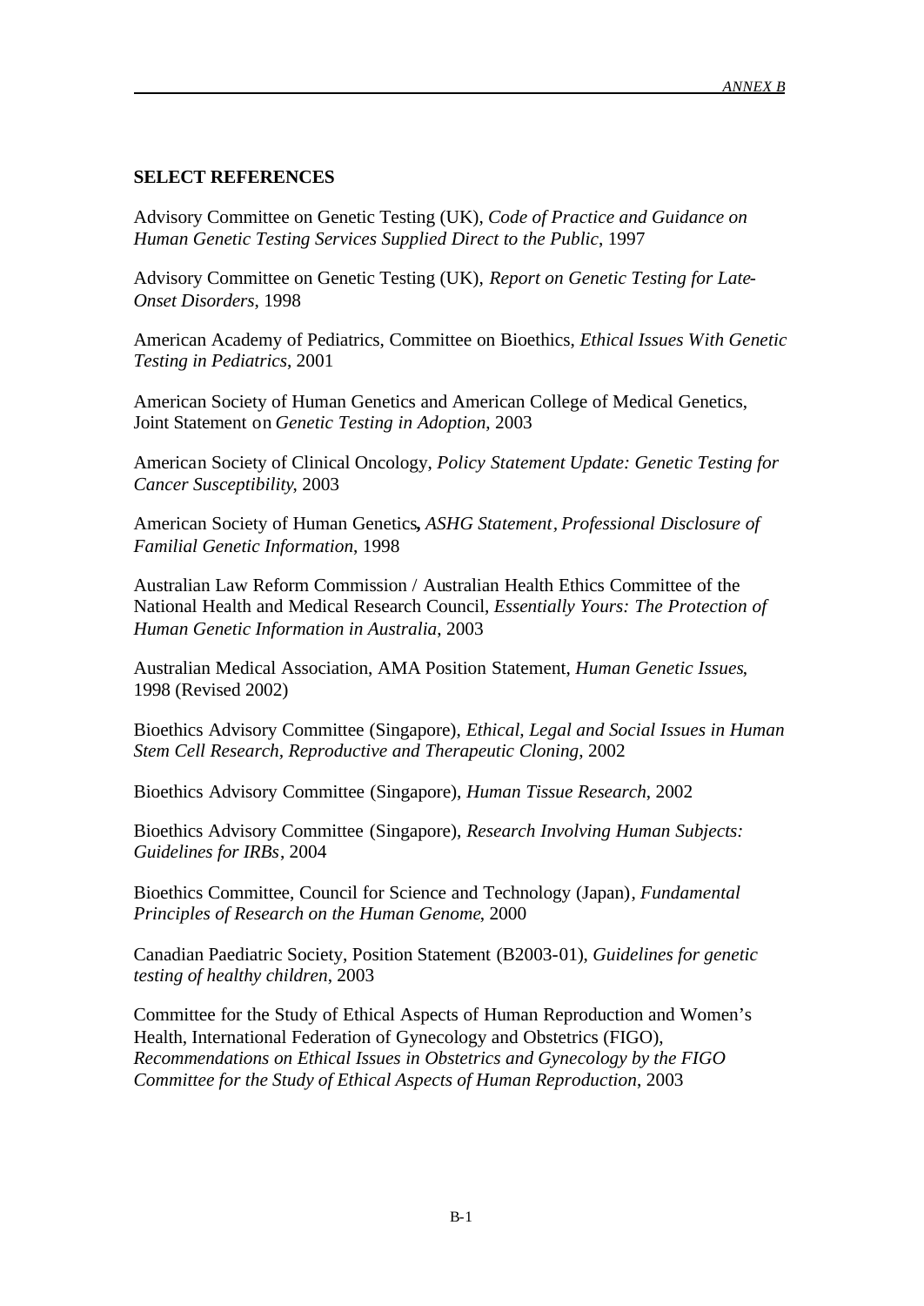## SELECT REFERENCES

Advisory Committee on Genetic Testing (UK), *Code of Practice and Guidance on Human Genetic Testing Services Supplied Direct to the Public*, 1997

Advisory Committee on Genetic Testing (UK), *Report on Genetic Testing for Late-Onset Disorders*, 1998

American Academy of Pediatrics, Committee on Bioethics, *Ethical Issues With Genetic Testing in Pediatrics*, 2001

American Society of Human Genetics and American College of Medical Genetics, Joint Statement on *Genetic Testing in Adoption*, 2003

American Society of Clinical Oncology, *Policy Statement Update: Genetic Testing for Cancer Susceptibility*, 2003

American Society of Human Genetics**,** *ASHG Statement*, *Professional Disclosure of Familial Genetic Information*, 1998

Australian Law Reform Commission / Australian Health Ethics Committee of the National Health and Medical Research Council, *Essentially Yours: The Protection of Human Genetic Information in Australia*, 2003

Australian Medical Association, AMA Position Statement, *Human Genetic Issues*, 1998 (Revised 2002)

Bioethics Advisory Committee (Singapore), *Ethical, Legal and Social Issues in Human Stem Cell Research, Reproductive and Therapeutic Cloning*, 2002

Bioethics Advisory Committee (Singapore), *Human Tissue Research*, 2002

Bioethics Advisory Committee (Singapore), *Research Involving Human Subjects: Guidelines for IRBs*, 2004

Bioethics Committee, Council for Science and Technology (Japan), *Fundamental Principles of Research on the Human Genome*, 2000

Canadian Paediatric Society, Position Statement (B2003-01), *Guidelines for genetic testing of healthy children*, 2003

Committee for the Study of Ethical Aspects of Human Reproduction and Women's Health, International Federation of Gynecology and Obstetrics (FIGO), *Recommendations on Ethical Issues in Obstetrics and Gynecology by the FIGO Committee for the Study of Ethical Aspects of Human Reproduction*, 2003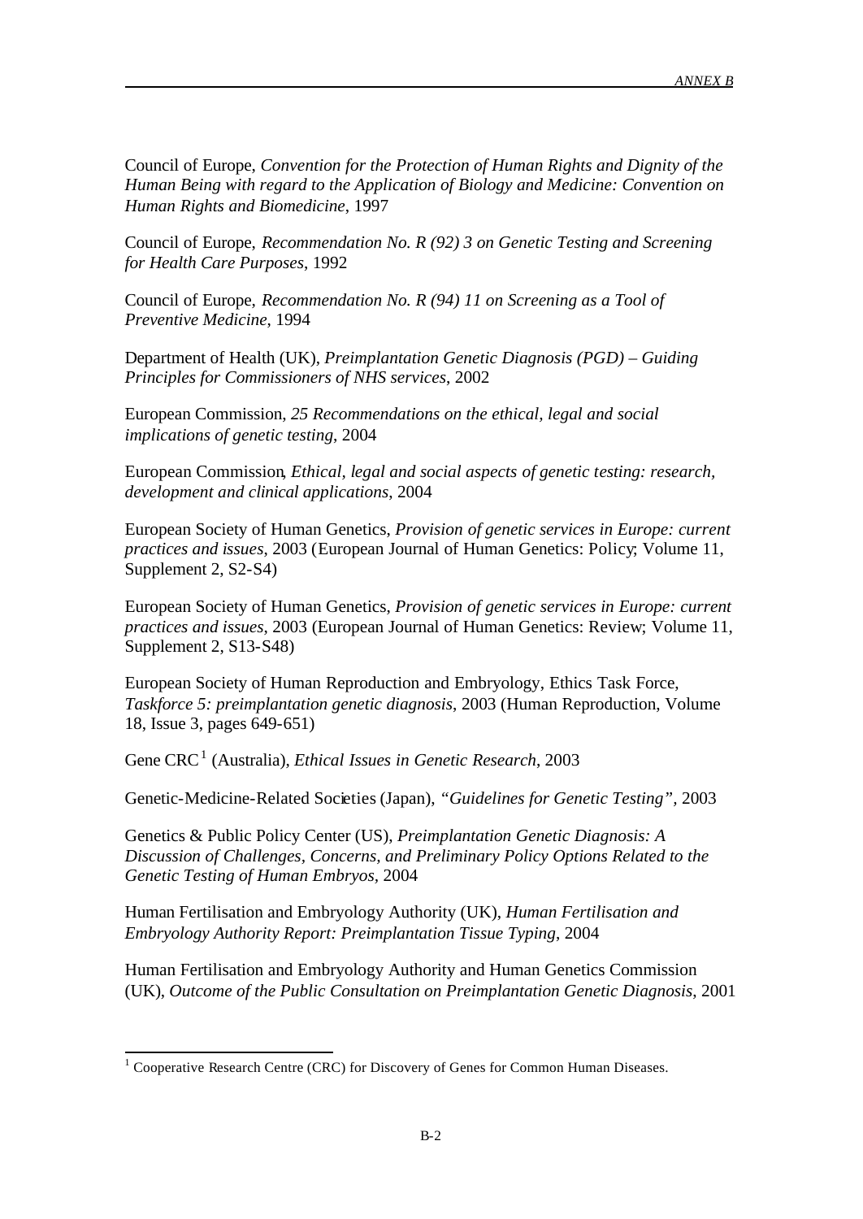Council of Europe, *Convention for the Protection of Human Rights and Dignity of the Human Being with regard to the Application of Biology and Medicine: Convention on Human Rights and Biomedicine*, 1997

Council of Europe, *Recommendation No. R (92) 3 on Genetic Testing and Screening for Health Care Purposes*, 1992

Council of Europe, *Recommendation No. R (94) 11 on Screening as a Tool of Preventive Medicine*, 1994

Department of Health (UK), *Preimplantation Genetic Diagnosis (PGD) – Guiding Principles for Commissioners of NHS services*, 2002

European Commission, *25 Recommendations on the ethical, legal and social implications of genetic testing*, 2004

European Commission, *Ethical, legal and social aspects of genetic testing: research, development and clinical applications*, 2004

European Society of Human Genetics, *Provision of genetic services in Europe: current practices and issues*, 2003 (European Journal of Human Genetics: Policy; Volume 11, Supplement 2, S2-S4)

European Society of Human Genetics, *Provision of genetic services in Europe: current practices and issues*, 2003 (European Journal of Human Genetics: Review; Volume 11, Supplement 2, S13-S48)

European Society of Human Reproduction and Embryology, Ethics Task Force, *Taskforce 5: preimplantation genetic diagnosis*, 2003 (Human Reproduction, Volume 18, Issue 3, pages 649-651)

Gene CRC[1] (Australia), *Ethical Issues in Genetic Research*, 2003

Genetic-Medicine-Related Societies (Japan), *"Guidelines for Genetic Testing"*, 2003

Genetics & Public Policy Center (US), *Preimplantation Genetic Diagnosis: A Discussion of Challenges, Concerns, and Preliminary Policy Options Related to the Genetic Testing of Human Embryos*, 2004

Human Fertilisation and Embryology Authority (UK), *Human Fertilisation and Embryology Authority Report: Preimplantation Tissue Typing*, 2004

Human Fertilisation and Embryology Authority and Human Genetics Commission (UK), *Outcome of the Public Consultation on Preimplantation Genetic Diagnosis*, 2001

---

[1] Cooperative Research Centre (CRC) for Discovery of Genes for Common Human Diseases.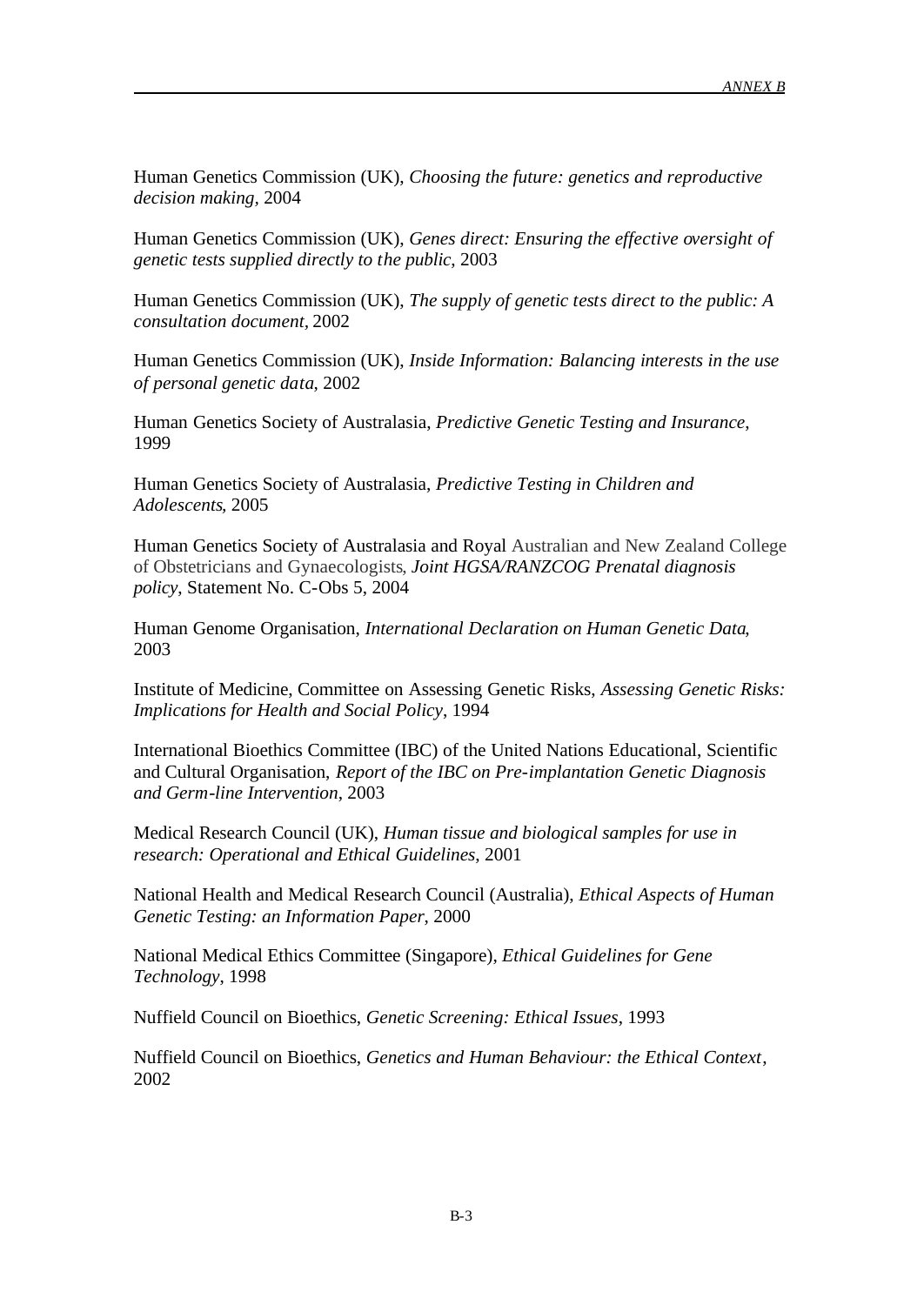Human Genetics Commission (UK), *Choosing the future: genetics and reproductive decision making*, 2004

Human Genetics Commission (UK), *Genes direct: Ensuring the effective oversight of genetic tests supplied directly to the public*, 2003

Human Genetics Commission (UK), *The supply of genetic tests direct to the public: A consultation document*, 2002

Human Genetics Commission (UK), *Inside Information: Balancing interests in the use of personal genetic data*, 2002

Human Genetics Society of Australasia, *Predictive Genetic Testing and Insurance*, 1999

Human Genetics Society of Australasia, *Predictive Testing in Children and Adolescents*, 2005

Human Genetics Society of Australasia and Royal Australian and New Zealand College of Obstetricians and Gynaecologists, *Joint HGSA/RANZCOG Prenatal diagnosis policy*, Statement No. C-Obs 5, 2004

Human Genome Organisation, *International Declaration on Human Genetic Data*, 2003

Institute of Medicine, Committee on Assessing Genetic Risks, *Assessing Genetic Risks: Implications for Health and Social Policy*, 1994

International Bioethics Committee (IBC) of the United Nations Educational, Scientific and Cultural Organisation, *Report of the IBC on Pre-implantation Genetic Diagnosis and Germ-line Intervention*, 2003

Medical Research Council (UK), *Human tissue and biological samples for use in research: Operational and Ethical Guidelines*, 2001

National Health and Medical Research Council (Australia), *Ethical Aspects of Human Genetic Testing: an Information Paper*, 2000

National Medical Ethics Committee (Singapore), *Ethical Guidelines for Gene Technology*, 1998

Nuffield Council on Bioethics, *Genetic Screening: Ethical Issues*, 1993

Nuffield Council on Bioethics, *Genetics and Human Behaviour: the Ethical Context*, 2002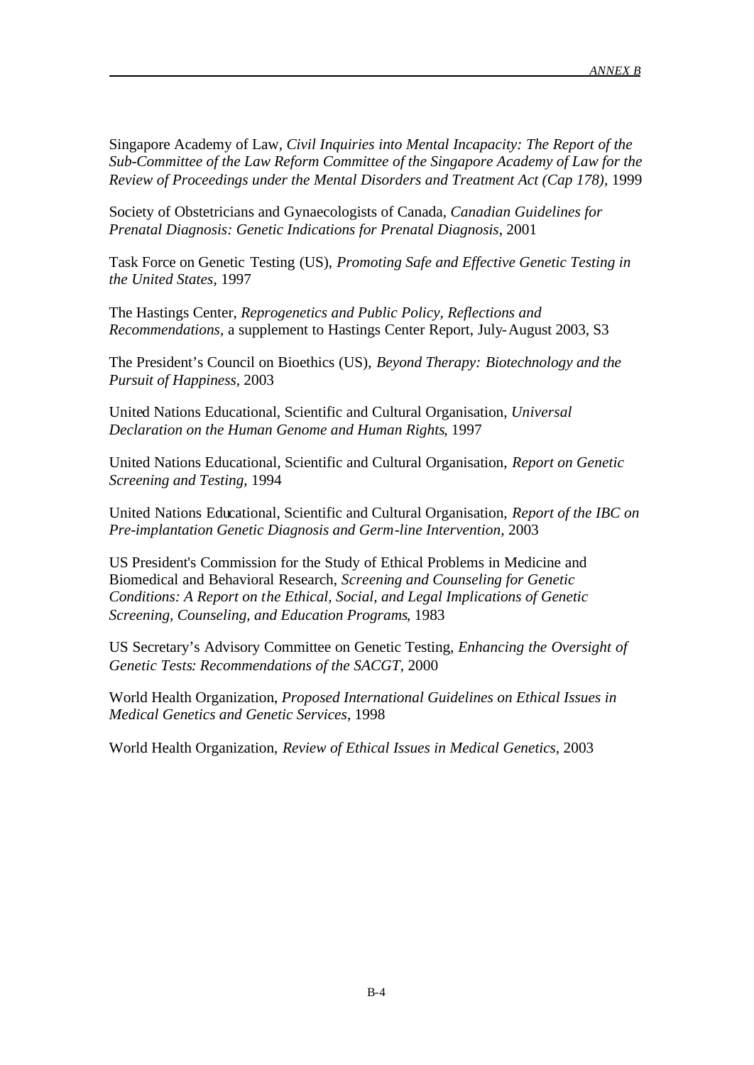Singapore Academy of Law, *Civil Inquiries into Mental Incapacity: The Report of the Sub-Committee of the Law Reform Committee of the Singapore Academy of Law for the Review of Proceedings under the Mental Disorders and Treatment Act (Cap 178)*, 1999

Society of Obstetricians and Gynaecologists of Canada, *Canadian Guidelines for Prenatal Diagnosis: Genetic Indications for Prenatal Diagnosis*, 2001

Task Force on Genetic Testing (US), *Promoting Safe and Effective Genetic Testing in the United States*, 1997

The Hastings Center, *Reprogenetics and Public Policy, Reflections and Recommendations*, a supplement to Hastings Center Report, July-August 2003, S3

The President's Council on Bioethics (US), *Beyond Therapy: Biotechnology and the Pursuit of Happiness*, 2003

United Nations Educational, Scientific and Cultural Organisation, *Universal Declaration on the Human Genome and Human Rights*, 1997

United Nations Educational, Scientific and Cultural Organisation, *Report on Genetic Screening and Testing*, 1994

United Nations Educational, Scientific and Cultural Organisation, *Report of the IBC on Pre-implantation Genetic Diagnosis and Germ-line Intervention*, 2003

US President's Commission for the Study of Ethical Problems in Medicine and Biomedical and Behavioral Research, *Screening and Counseling for Genetic Conditions: A Report on the Ethical, Social, and Legal Implications of Genetic Screening, Counseling, and Education Programs*, 1983

US Secretary's Advisory Committee on Genetic Testing, *Enhancing the Oversight of Genetic Tests: Recommendations of the SACGT*, 2000

World Health Organization, *Proposed International Guidelines on Ethical Issues in Medical Genetics and Genetic Services*, 1998

World Health Organization, *Review of Ethical Issues in Medical Genetics*, 2003